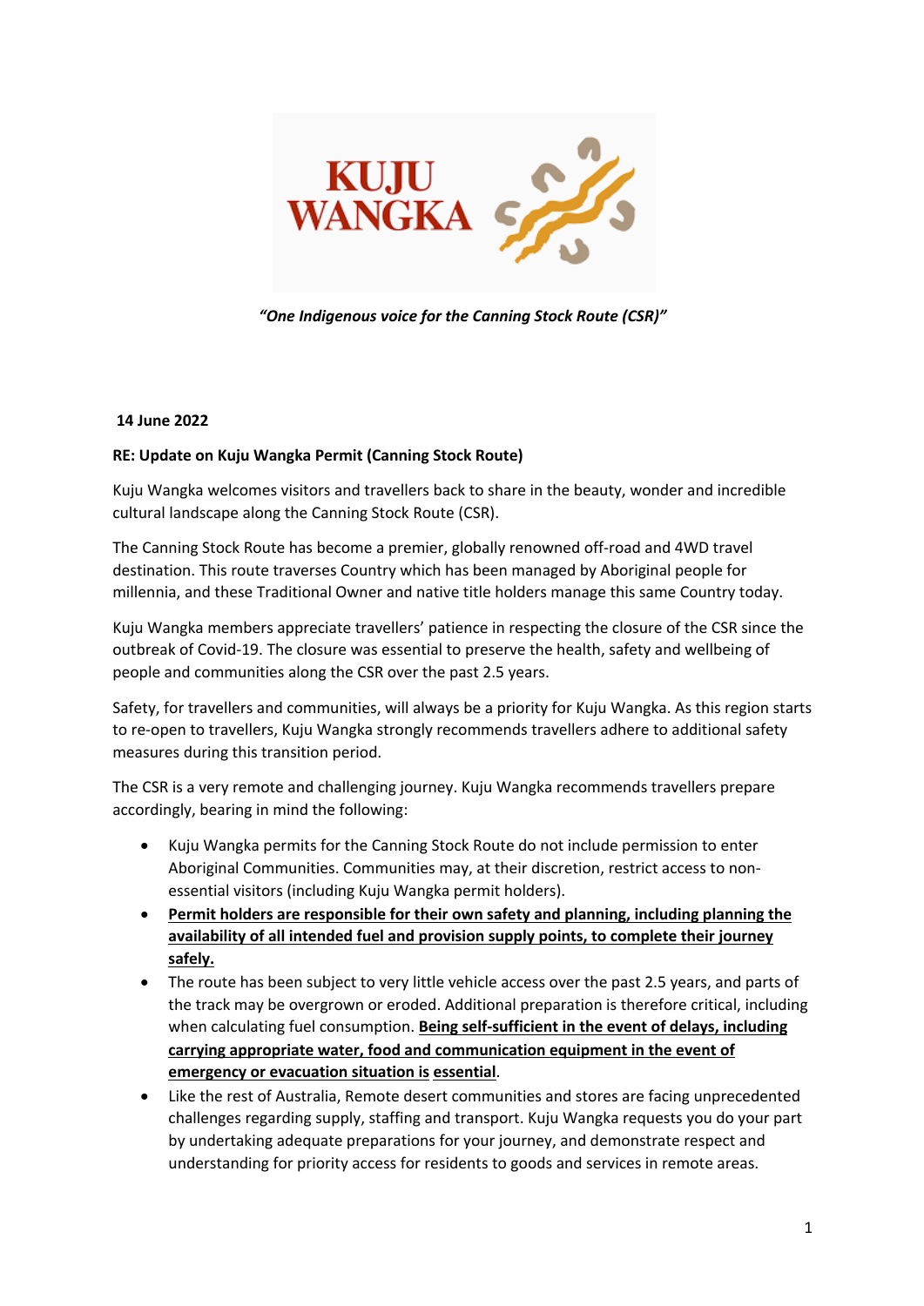**KUJU WANGKA**

*"One Indigenous voice for the Canning Stock Route (CSR)"*

**14 June 2022**

**RE: Update on Kuju Wangka Permit (Canning Stock Route)**

Kuju Wangka welcomes visitors and travellers back to share in the beauty, wonder and incredible cultural landscape along the Canning Stock Route (CSR).

The Canning Stock Route has become a premier, globally renowned off-road and 4WD travel destination. This route traverses Country which has been managed by Aboriginal people for millennia, and these Traditional Owner and native title holders manage this same Country today.

Kuju Wangka members appreciate travellers' patience in respecting the closure of the CSR since the outbreak of Covid-19. The closure was essential to preserve the health, safety and wellbeing of people and communities along the CSR over the past 2.5 years.

Safety, for travellers and communities, will always be a priority for Kuju Wangka. As this region starts to re-open to travellers, Kuju Wangka strongly recommends travellers adhere to additional safety measures during this transition period.

The CSR is a very remote and challenging journey. Kuju Wangka recommends travellers prepare accordingly, bearing in mind the following:

- Kuju Wangka permits for the Canning Stock Route do not include permission to enter Aboriginal Communities. Communities may, at their discretion, restrict access to non-essential visitors (including Kuju Wangka permit holders).
- **Permit holders are responsible for their own safety and planning, including planning the availability of all intended fuel and provision supply points, to complete their journey safely.**
- The route has been subject to very little vehicle access over the past 2.5 years, and parts of the track may be overgrown or eroded. Additional preparation is therefore critical, including when calculating fuel consumption. **Being self-sufficient in the event of delays, including carrying appropriate water, food and communication equipment in the event of emergency or evacuation situation is essential**.
- Like the rest of Australia, Remote desert communities and stores are facing unprecedented challenges regarding supply, staffing and transport. Kuju Wangka requests you do your part by undertaking adequate preparations for your journey, and demonstrate respect and understanding for priority access for residents to goods and services in remote areas.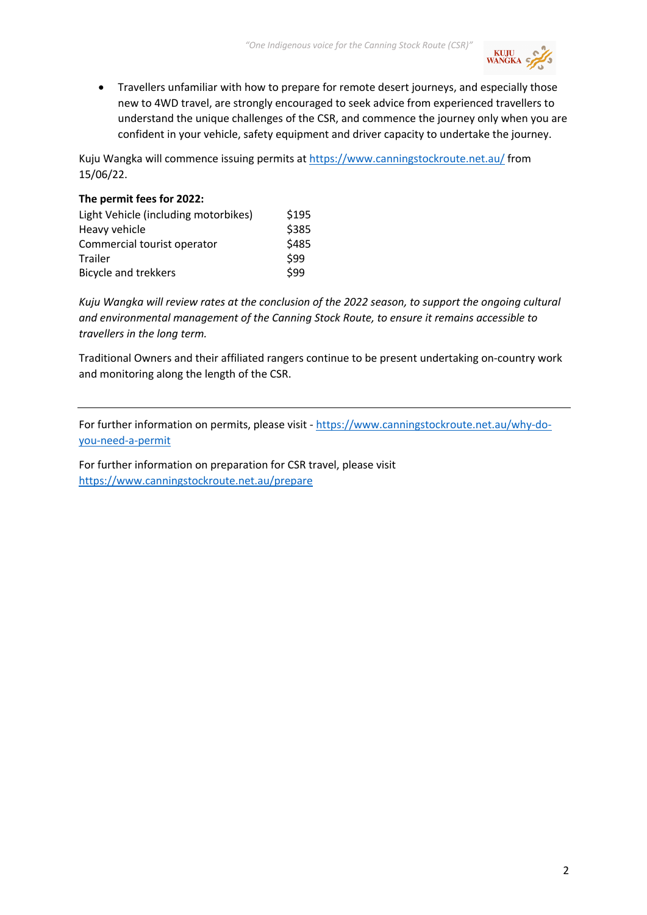- Travellers unfamiliar with how to prepare for remote desert journeys, and especially those new to 4WD travel, are strongly encouraged to seek advice from experienced travellers to understand the unique challenges of the CSR, and commence the journey only when you are confident in your vehicle, safety equipment and driver capacity to undertake the journey.

Kuju Wangka will commence issuing permits at https://www.canningstockroute.net.au/ from 15/06/22.

**The permit fees for 2022:**

| | |
|---|---|
| Light Vehicle (including motorbikes) | $195 |
| Heavy vehicle | $385 |
| Commercial tourist operator | $485 |
| Trailer | $99 |
| Bicycle and trekkers | $99 |

*Kuju Wangka will review rates at the conclusion of the 2022 season, to support the ongoing cultural and environmental management of the Canning Stock Route, to ensure it remains accessible to travellers in the long term.*

Traditional Owners and their affiliated rangers continue to be present undertaking on-country work and monitoring along the length of the CSR.

---

For further information on permits, please visit - https://www.canningstockroute.net.au/why-do-you-need-a-permit

For further information on preparation for CSR travel, please visit https://www.canningstockroute.net.au/prepare